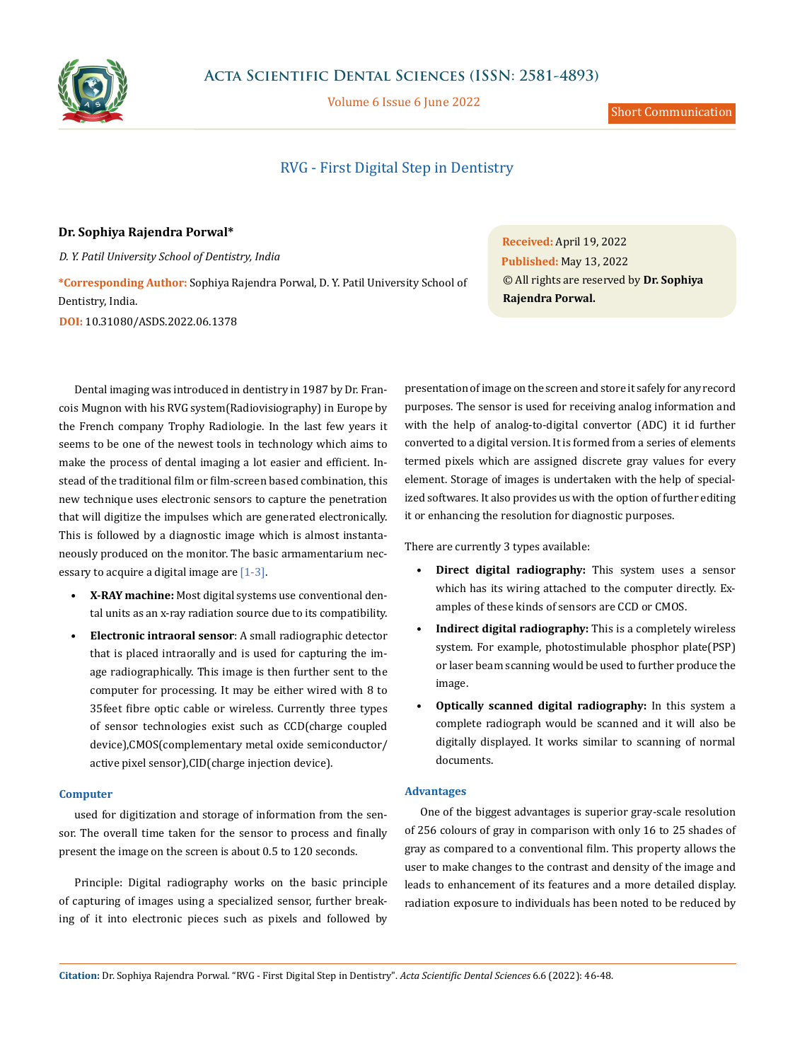Short Communication

# RVG - First Digital Step in Dentistry

**Dr. Sophiya Rajendra Porwal***

*D. Y. Patil University School of Dentistry, India*

**\*Corresponding Author:** Sophiya Rajendra Porwal, D. Y. Patil University School of Dentistry, India.

**DOI:** 10.31080/ASDS.2022.06.1378

**Received:** April 19, 2022
**Published:** May 13, 2022
© All rights are reserved by **Dr. Sophiya Rajendra Porwal.**

Dental imaging was introduced in dentistry in 1987 by Dr. Francois Mugnon with his RVG system(Radiovisiography) in Europe by the French company Trophy Radiologie. In the last few years it seems to be one of the newest tools in technology which aims to make the process of dental imaging a lot easier and efficient. Instead of the traditional film or film-screen based combination, this new technique uses electronic sensors to capture the penetration that will digitize the impulses which are generated electronically. This is followed by a diagnostic image which is almost instantaneously produced on the monitor. The basic armamentarium necessary to acquire a digital image are [1-3].

- **X-RAY machine:** Most digital systems use conventional dental units as an x-ray radiation source due to its compatibility.
- **Electronic intraoral sensor**: A small radiographic detector that is placed intraorally and is used for capturing the image radiographically. This image is then further sent to the computer for processing. It may be either wired with 8 to 35feet fibre optic cable or wireless. Currently three types of sensor technologies exist such as CCD(charge coupled device),CMOS(complementary metal oxide semiconductor/active pixel sensor),CID(charge injection device).

### Computer

used for digitization and storage of information from the sensor. The overall time taken for the sensor to process and finally present the image on the screen is about 0.5 to 120 seconds.

Principle: Digital radiography works on the basic principle of capturing of images using a specialized sensor, further breaking of it into electronic pieces such as pixels and followed by presentation of image on the screen and store it safely for any record purposes. The sensor is used for receiving analog information and with the help of analog-to-digital convertor (ADC) it id further converted to a digital version. It is formed from a series of elements termed pixels which are assigned discrete gray values for every element. Storage of images is undertaken with the help of specialized softwares. It also provides us with the option of further editing it or enhancing the resolution for diagnostic purposes.

There are currently 3 types available:

- **Direct digital radiography:** This system uses a sensor which has its wiring attached to the computer directly. Examples of these kinds of sensors are CCD or CMOS.
- **Indirect digital radiography:** This is a completely wireless system. For example, photostimulable phosphor plate(PSP) or laser beam scanning would be used to further produce the image.
- **Optically scanned digital radiography:** In this system a complete radiograph would be scanned and it will also be digitally displayed. It works similar to scanning of normal documents.

### Advantages

One of the biggest advantages is superior gray-scale resolution of 256 colours of gray in comparison with only 16 to 25 shades of gray as compared to a conventional film. This property allows the user to make changes to the contrast and density of the image and leads to enhancement of its features and a more detailed display. radiation exposure to individuals has been noted to be reduced by

**Citation:** Dr. Sophiya Rajendra Porwal. "RVG - First Digital Step in Dentistry". *Acta Scientific Dental Sciences* 6.6 (2022): 46-48.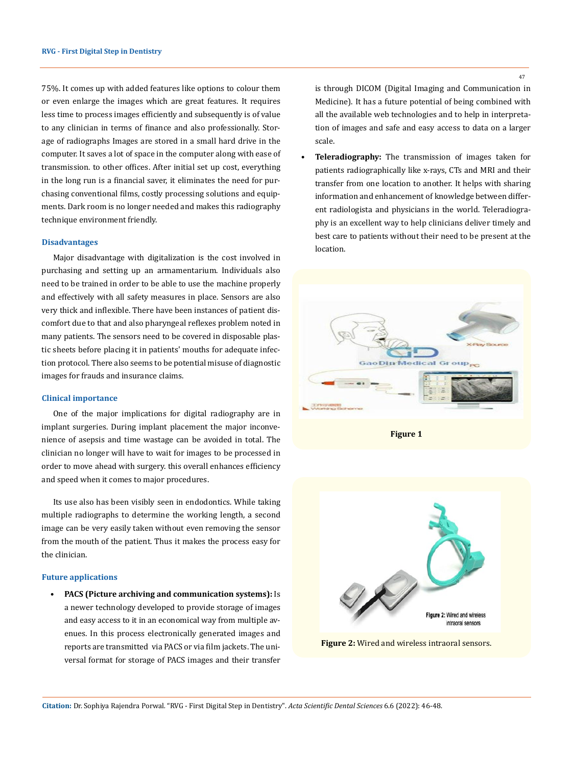75%. It comes up with added features like options to colour them or even enlarge the images which are great features. It requires less time to process images efficiently and subsequently is of value to any clinician in terms of finance and also professionally. Storage of radiographs Images are stored in a small hard drive in the computer. It saves a lot of space in the computer along with ease of transmission. to other offices. After initial set up cost, everything in the long run is a financial saver, it eliminates the need for purchasing conventional films, costly processing solutions and equipments. Dark room is no longer needed and makes this radiography technique environment friendly.

### Disadvantages

Major disadvantage with digitalization is the cost involved in purchasing and setting up an armamentarium. Individuals also need to be trained in order to be able to use the machine properly and effectively with all safety measures in place. Sensors are also very thick and inflexible. There have been instances of patient discomfort due to that and also pharyngeal reflexes problem noted in many patients. The sensors need to be covered in disposable plastic sheets before placing it in patients' mouths for adequate infection protocol. There also seems to be potential misuse of diagnostic images for frauds and insurance claims.

### Clinical importance

One of the major implications for digital radiography are in implant surgeries. During implant placement the major inconvenience of asepsis and time wastage can be avoided in total. The clinician no longer will have to wait for images to be processed in order to move ahead with surgery. this overall enhances efficiency and speed when it comes to major procedures.

Its use also has been visibly seen in endodontics. While taking multiple radiographs to determine the working length, a second image can be very easily taken without even removing the sensor from the mouth of the patient. Thus it makes the process easy for the clinician.

### Future applications

- **PACS (Picture archiving and communication systems):** Is a newer technology developed to provide storage of images and easy access to it in an economical way from multiple avenues. In this process electronically generated images and reports are transmitted via PACS or via film jackets. The universal format for storage of PACS images and their transfer is through DICOM (Digital Imaging and Communication in Medicine). It has a future potential of being combined with all the available web technologies and to help in interpretation of images and safe and easy access to data on a larger scale.
- **Teleradiography:** The transmission of images taken for patients radiographically like x-rays, CTs and MRI and their transfer from one location to another. It helps with sharing information and enhancement of knowledge between different radiologista and physicians in the world. Teleradiography is an excellent way to help clinicians deliver timely and best care to patients without their need to be present at the location.

**Figure 1**

**Figure 2:** Wired and wireless intraoral sensors.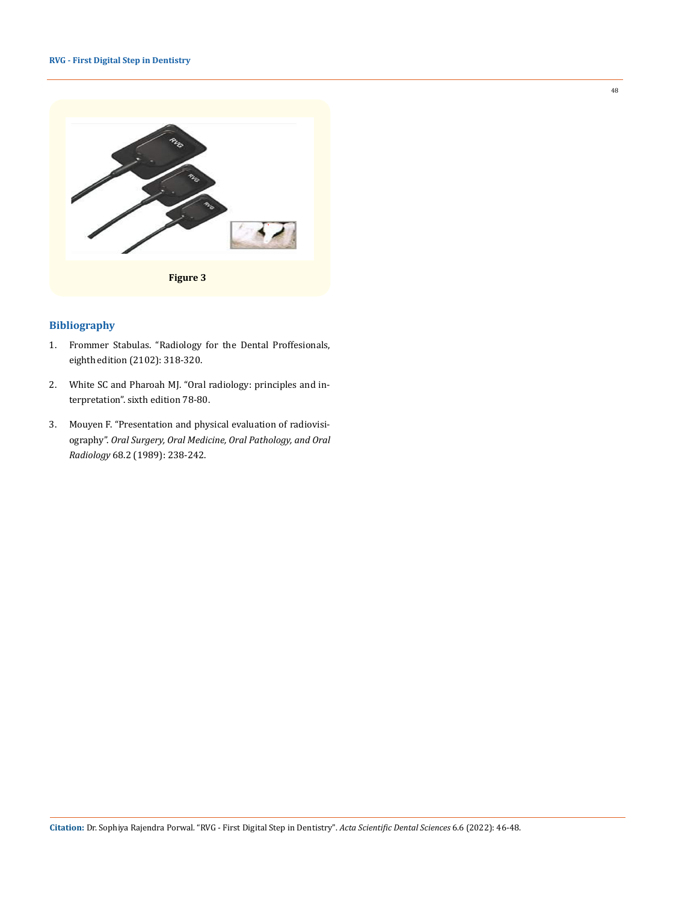Figure 3

## Bibliography

1. Frommer Stabulas. "Radiology for the Dental Proffesionals, eighth edition (2102): 318-320.
2. White SC and Pharoah MJ. "Oral radiology: principles and interpretation". sixth edition 78-80.
3. Mouyen F. "Presentation and physical evaluation of radiovisiography". *Oral Surgery, Oral Medicine, Oral Pathology, and Oral Radiology* 68.2 (1989): 238-242.